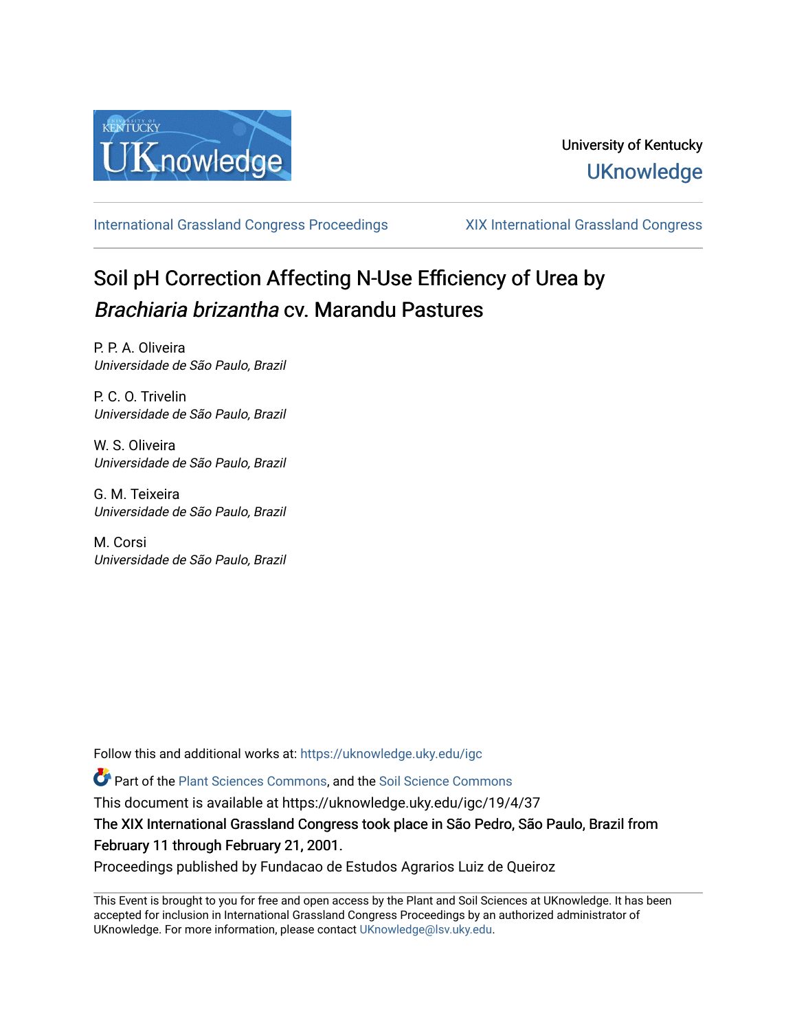University of Kentucky
UKnowledge

International Grassland Congress Proceedings | XIX International Grassland Congress

# Soil pH Correction Affecting N-Use Efficiency of Urea by *Brachiaria brizantha* cv. Marandu Pastures

P. P. A. Oliveira
*Universidade de São Paulo, Brazil*

P. C. O. Trivelin
*Universidade de São Paulo, Brazil*

W. S. Oliveira
*Universidade de São Paulo, Brazil*

G. M. Teixeira
*Universidade de São Paulo, Brazil*

M. Corsi
*Universidade de São Paulo, Brazil*

Follow this and additional works at: https://uknowledge.uky.edu/igc

Part of the Plant Sciences Commons, and the Soil Science Commons

This document is available at https://uknowledge.uky.edu/igc/19/4/37

The XIX International Grassland Congress took place in São Pedro, São Paulo, Brazil from February 11 through February 21, 2001.

Proceedings published by Fundacao de Estudos Agrarios Luiz de Queiroz

This Event is brought to you for free and open access by the Plant and Soil Sciences at UKnowledge. It has been accepted for inclusion in International Grassland Congress Proceedings by an authorized administrator of UKnowledge. For more information, please contact UKnowledge@lsv.uky.edu.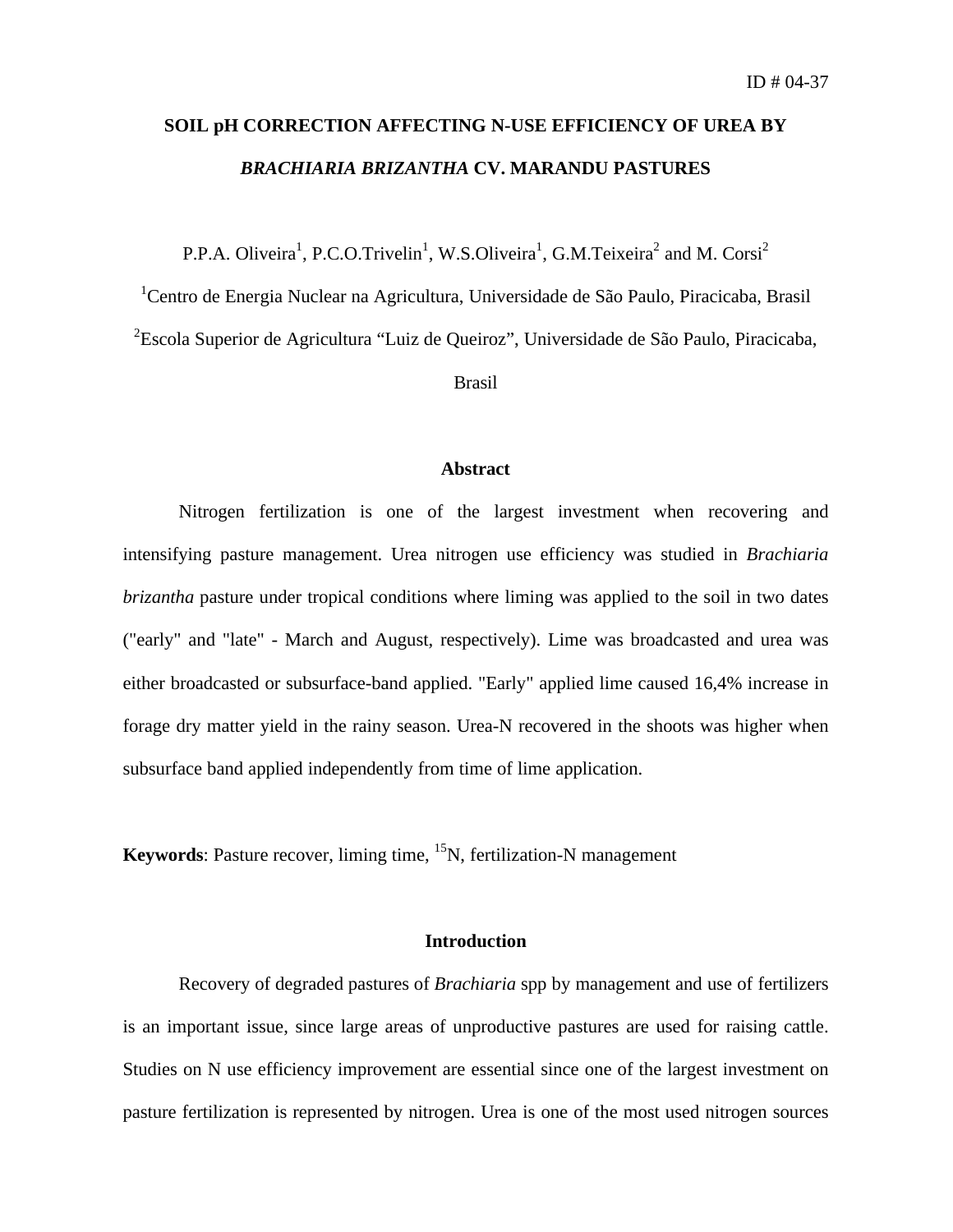ID # 04-37

# SOIL pH CORRECTION AFFECTING N-USE EFFICIENCY OF UREA BY *BRACHIARIA BRIZANTHA* CV. MARANDU PASTURES

P.P.A. Oliveira[1], P.C.O.Trivelin[1], W.S.Oliveira[1], G.M.Teixeira[2] and M. Corsi[2]

[1]Centro de Energia Nuclear na Agricultura, Universidade de São Paulo, Piracicaba, Brasil

[2]Escola Superior de Agricultura "Luiz de Queiroz", Universidade de São Paulo, Piracicaba, Brasil

## Abstract

Nitrogen fertilization is one of the largest investment when recovering and intensifying pasture management. Urea nitrogen use efficiency was studied in *Brachiaria brizantha* pasture under tropical conditions where liming was applied to the soil in two dates ("early" and "late" - March and August, respectively). Lime was broadcasted and urea was either broadcasted or subsurface-band applied. "Early" applied lime caused 16,4% increase in forage dry matter yield in the rainy season. Urea-N recovered in the shoots was higher when subsurface band applied independently from time of lime application.

**Keywords**: Pasture recover, liming time, $^{15}N$, fertilization-N management

## Introduction

Recovery of degraded pastures of *Brachiaria* spp by management and use of fertilizers is an important issue, since large areas of unproductive pastures are used for raising cattle. Studies on N use efficiency improvement are essential since one of the largest investment on pasture fertilization is represented by nitrogen. Urea is one of the most used nitrogen sources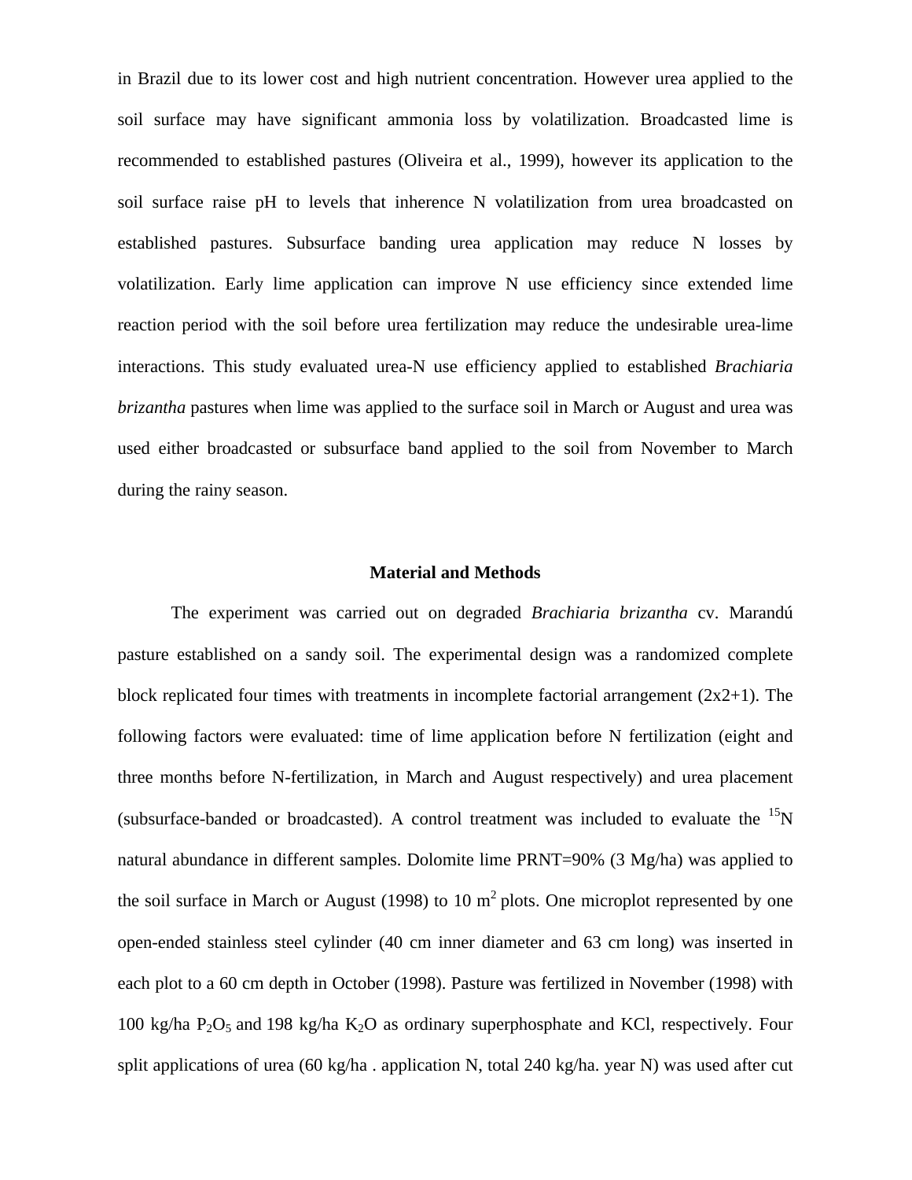in Brazil due to its lower cost and high nutrient concentration. However urea applied to the soil surface may have significant ammonia loss by volatilization. Broadcasted lime is recommended to established pastures (Oliveira et al., 1999), however its application to the soil surface raise pH to levels that inherence N volatilization from urea broadcasted on established pastures. Subsurface banding urea application may reduce N losses by volatilization. Early lime application can improve N use efficiency since extended lime reaction period with the soil before urea fertilization may reduce the undesirable urea-lime interactions. This study evaluated urea-N use efficiency applied to established *Brachiaria brizantha* pastures when lime was applied to the surface soil in March or August and urea was used either broadcasted or subsurface band applied to the soil from November to March during the rainy season.

## Material and Methods

The experiment was carried out on degraded *Brachiaria brizantha* cv. Marandú pasture established on a sandy soil. The experimental design was a randomized complete block replicated four times with treatments in incomplete factorial arrangement (2x2+1). The following factors were evaluated: time of lime application before N fertilization (eight and three months before N-fertilization, in March and August respectively) and urea placement (subsurface-banded or broadcasted). A control treatment was included to evaluate the $^{15}N$ natural abundance in different samples. Dolomite lime PRNT=90% (3 Mg/ha) was applied to the soil surface in March or August (1998) to 10 $m^2$ plots. One microplot represented by one open-ended stainless steel cylinder (40 cm inner diameter and 63 cm long) was inserted in each plot to a 60 cm depth in October (1998). Pasture was fertilized in November (1998) with 100 kg/ha $P_2O_5$ and 198 kg/ha $K_2O$ as ordinary superphosphate and KCl, respectively. Four split applications of urea (60 kg/ha . application N, total 240 kg/ha. year N) was used after cut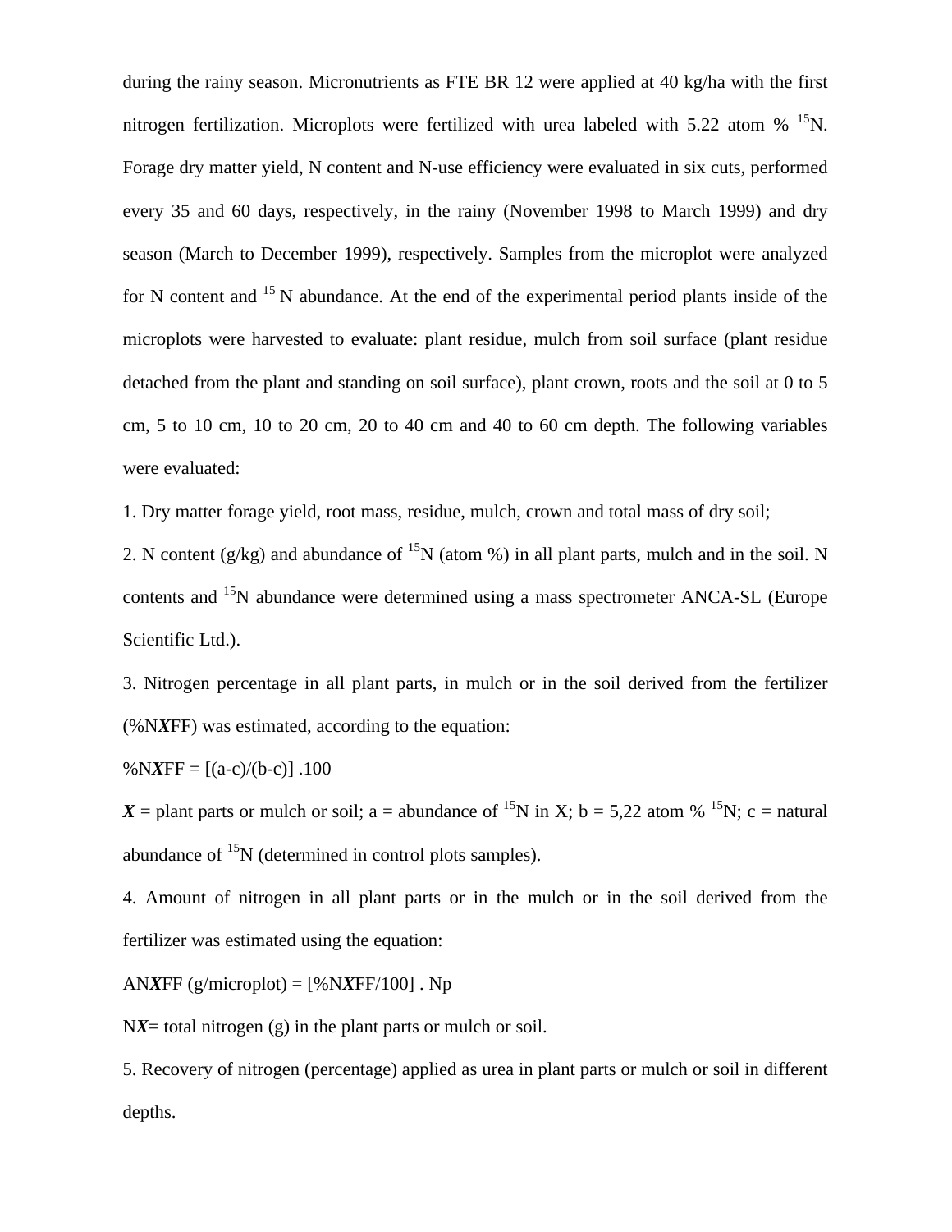during the rainy season. Micronutrients as FTE BR 12 were applied at 40 kg/ha with the first nitrogen fertilization. Microplots were fertilized with urea labeled with 5.22 atom % $^{15}$N. Forage dry matter yield, N content and N-use efficiency were evaluated in six cuts, performed every 35 and 60 days, respectively, in the rainy (November 1998 to March 1999) and dry season (March to December 1999), respectively. Samples from the microplot were analyzed for N content and $^{15}$N abundance. At the end of the experimental period plants inside of the microplots were harvested to evaluate: plant residue, mulch from soil surface (plant residue detached from the plant and standing on soil surface), plant crown, roots and the soil at 0 to 5 cm, 5 to 10 cm, 10 to 20 cm, 20 to 40 cm and 40 to 60 cm depth. The following variables were evaluated:

1. Dry matter forage yield, root mass, residue, mulch, crown and total mass of dry soil;

2. N content (g/kg) and abundance of $^{15}$N (atom %) in all plant parts, mulch and in the soil. N contents and $^{15}$N abundance were determined using a mass spectrometer ANCA-SL (Europe Scientific Ltd.).

3. Nitrogen percentage in all plant parts, in mulch or in the soil derived from the fertilizer (%N***X***FF) was estimated, according to the equation:

%N***X***FF = [(a-c)/(b-c)] .100

***X*** = plant parts or mulch or soil; a = abundance of $^{15}$N in X; b = 5,22 atom % $^{15}$N; c = natural abundance of $^{15}$N (determined in control plots samples).

4. Amount of nitrogen in all plant parts or in the mulch or in the soil derived from the fertilizer was estimated using the equation:

AN***X***FF (g/microplot) = [%N***X***FF/100] . Np

N***X***= total nitrogen (g) in the plant parts or mulch or soil.

5. Recovery of nitrogen (percentage) applied as urea in plant parts or mulch or soil in different depths.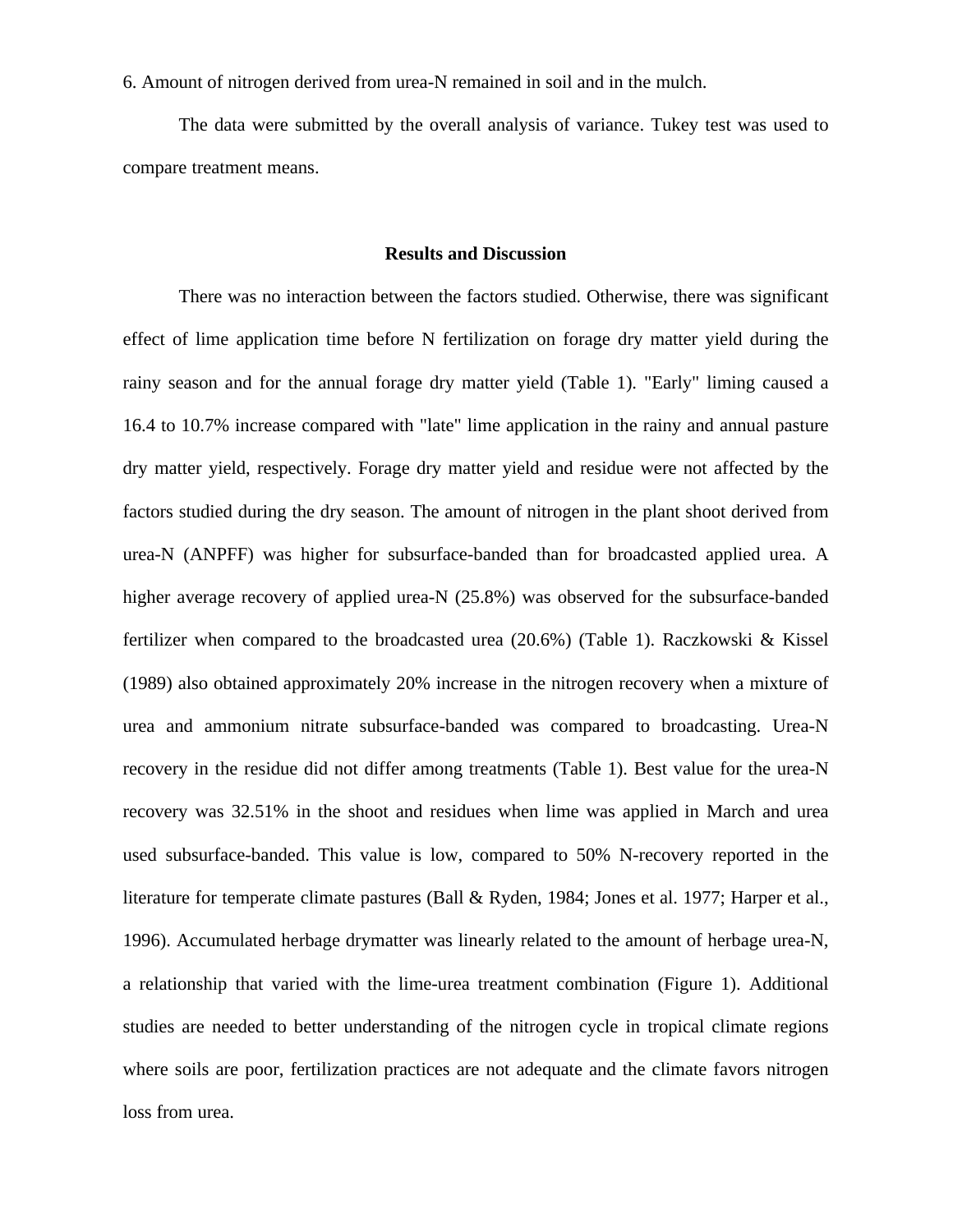6. Amount of nitrogen derived from urea-N remained in soil and in the mulch.

The data were submitted by the overall analysis of variance. Tukey test was used to compare treatment means.

## Results and Discussion

There was no interaction between the factors studied. Otherwise, there was significant effect of lime application time before N fertilization on forage dry matter yield during the rainy season and for the annual forage dry matter yield (Table 1). "Early" liming caused a 16.4 to 10.7% increase compared with "late" lime application in the rainy and annual pasture dry matter yield, respectively. Forage dry matter yield and residue were not affected by the factors studied during the dry season. The amount of nitrogen in the plant shoot derived from urea-N (ANPFF) was higher for subsurface-banded than for broadcasted applied urea. A higher average recovery of applied urea-N (25.8%) was observed for the subsurface-banded fertilizer when compared to the broadcasted urea (20.6%) (Table 1). Raczkowski & Kissel (1989) also obtained approximately 20% increase in the nitrogen recovery when a mixture of urea and ammonium nitrate subsurface-banded was compared to broadcasting. Urea-N recovery in the residue did not differ among treatments (Table 1). Best value for the urea-N recovery was 32.51% in the shoot and residues when lime was applied in March and urea used subsurface-banded. This value is low, compared to 50% N-recovery reported in the literature for temperate climate pastures (Ball & Ryden, 1984; Jones et al. 1977; Harper et al., 1996). Accumulated herbage drymatter was linearly related to the amount of herbage urea-N, a relationship that varied with the lime-urea treatment combination (Figure 1). Additional studies are needed to better understanding of the nitrogen cycle in tropical climate regions where soils are poor, fertilization practices are not adequate and the climate favors nitrogen loss from urea.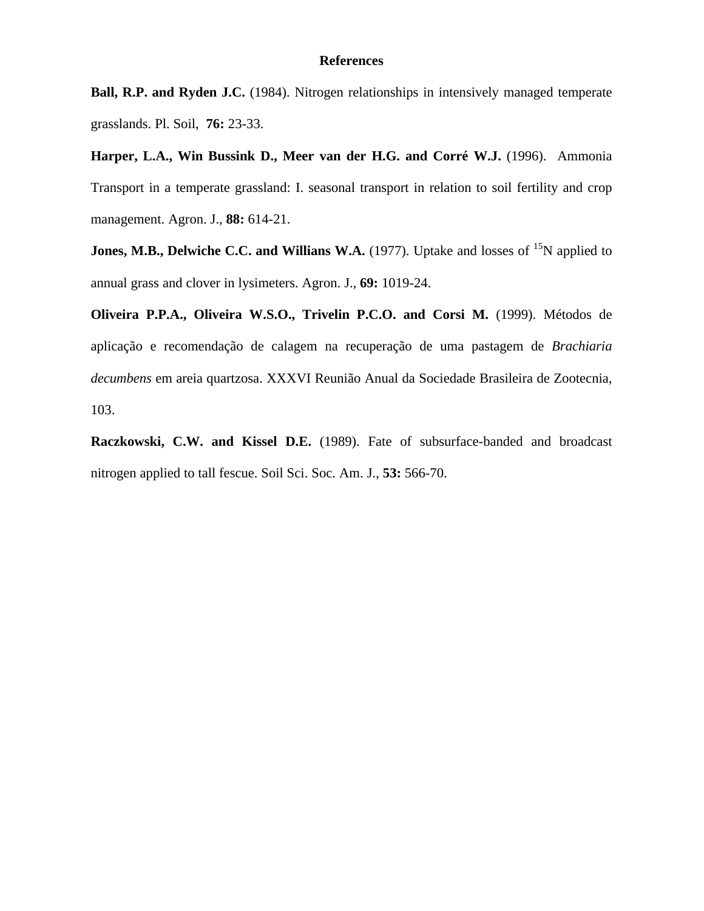# References

**Ball, R.P. and Ryden J.C.** (1984). Nitrogen relationships in intensively managed temperate grasslands. Pl. Soil, **76:** 23-33.

**Harper, L.A., Win Bussink D., Meer van der H.G. and Corré W.J.** (1996). Ammonia Transport in a temperate grassland: I. seasonal transport in relation to soil fertility and crop management. Agron. J., **88:** 614-21.

**Jones, M.B., Delwiche C.C. and Willians W.A.** (1977). Uptake and losses of $^{15}$N applied to annual grass and clover in lysimeters. Agron. J., **69:** 1019-24.

**Oliveira P.P.A., Oliveira W.S.O., Trivelin P.C.O. and Corsi M.** (1999). Métodos de aplicação e recomendação de calagem na recuperação de uma pastagem de *Brachiaria decumbens* em areia quartzosa. XXXVI Reunião Anual da Sociedade Brasileira de Zootecnia, 103.

**Raczkowski, C.W. and Kissel D.E.** (1989). Fate of subsurface-banded and broadcast nitrogen applied to tall fescue. Soil Sci. Soc. Am. J., **53:** 566-70.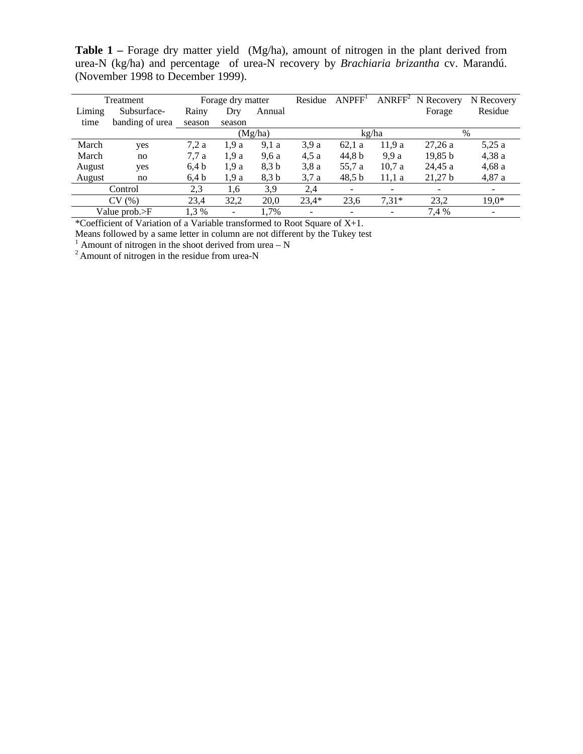**Table 1 –** Forage dry matter yield (Mg/ha), amount of nitrogen in the plant derived from urea-N (kg/ha) and percentage of urea-N recovery by *Brachiaria brizantha* cv. Marandú. (November 1998 to December 1999).

| Treatment | | Forage dry matter | | | Residue | ANPFF[1] | ANRFF[2] | N Recovery | N Recovery |
|---|---|---|---|---|---|---|---|---|---|
| Liming time | Subsurface-banding of urea | Rainy season | Dry season | Annual | | | | Forage | Residue |
| | | (Mg/ha) | | | | kg/ha | | % | |
| March | yes | 7,2 a | 1,9 a | 9,1 a | 3,9 a | 62,1 a | 11,9 a | 27,26 a | 5,25 a |
| March | no | 7,7 a | 1,9 a | 9,6 a | 4,5 a | 44,8 b | 9,9 a | 19,85 b | 4,38 a |
| August | yes | 6,4 b | 1,9 a | 8,3 b | 3,8 a | 55,7 a | 10,7 a | 24,45 a | 4,68 a |
| August | no | 6,4 b | 1,9 a | 8,3 b | 3,7 a | 48,5 b | 11,1 a | 21,27 b | 4,87 a |
| Control | | 2,3 | 1,6 | 3,9 | 2,4 | - | - | - | - |
| CV (%) | | 23,4 | 32,2 | 20,0 | 23,4* | 23,6 | 7,31* | 23,2 | 19,0* |
| Value prob.>F | | 1,3 % | - | 1,7% | - | - | - | 7,4 % | - |

*Coefficient of Variation of a Variable transformed to Root Square of X+1.

Means followed by a same letter in column are not different by the Tukey test

[1] Amount of nitrogen in the shoot derived from urea – N

[2] Amount of nitrogen in the residue from urea-N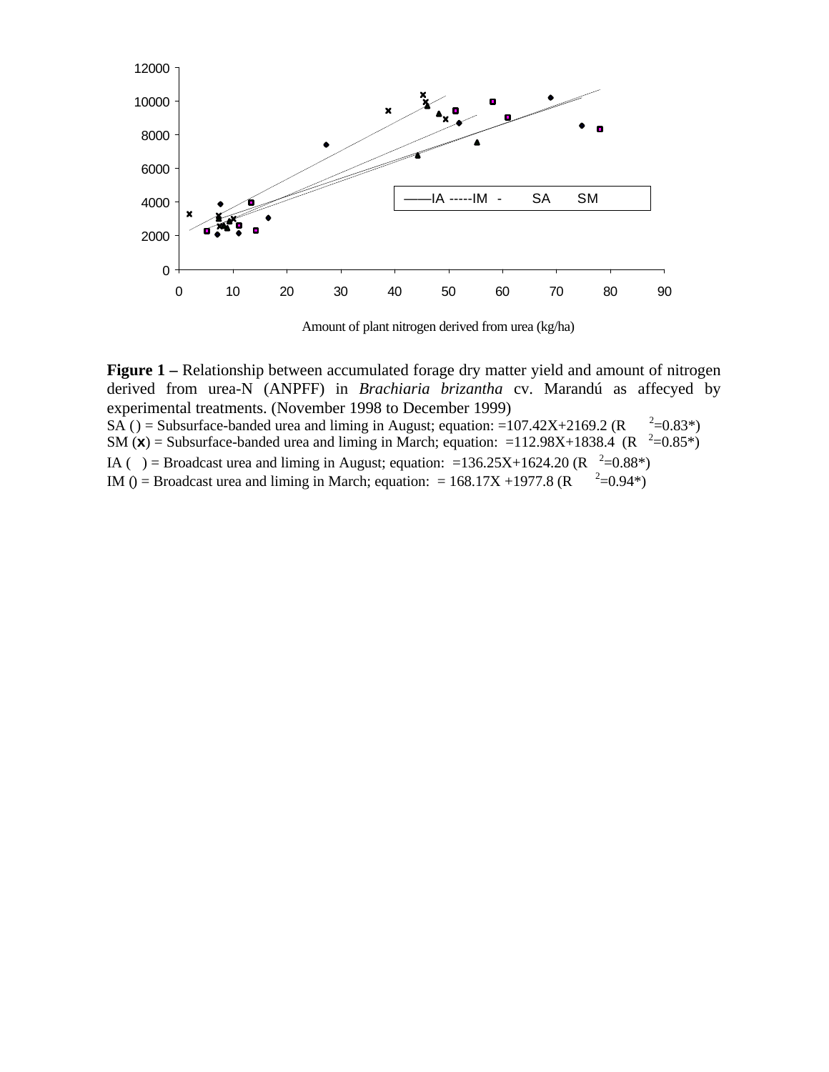12000
10000
8000
6000
4000
2000
0

0 10 20 30 40 50 60 70 80 90

——IA -----IM - SA SM

Amount of plant nitrogen derived from urea (kg/ha)

**Figure 1 –** Relationship between accumulated forage dry matter yield and amount of nitrogen derived from urea-N (ANPFF) in *Brachiaria brizantha* cv. Marandú as affecyed by experimental treatments. (November 1998 to December 1999)

SA () = Subsurface-banded urea and liming in August; equation: =107.42X+2169.2 ($R^2$=0.83*)

SM (**x**) = Subsurface-banded urea and liming in March; equation: =112.98X+1838.4 ($R^2$=0.85*)

IA ( ) = Broadcast urea and liming in August; equation: =136.25X+1624.20 ($R^2$=0.88*)

IM () = Broadcast urea and liming in March; equation: = 168.17X +1977.8 ($R^2$=0.94*)